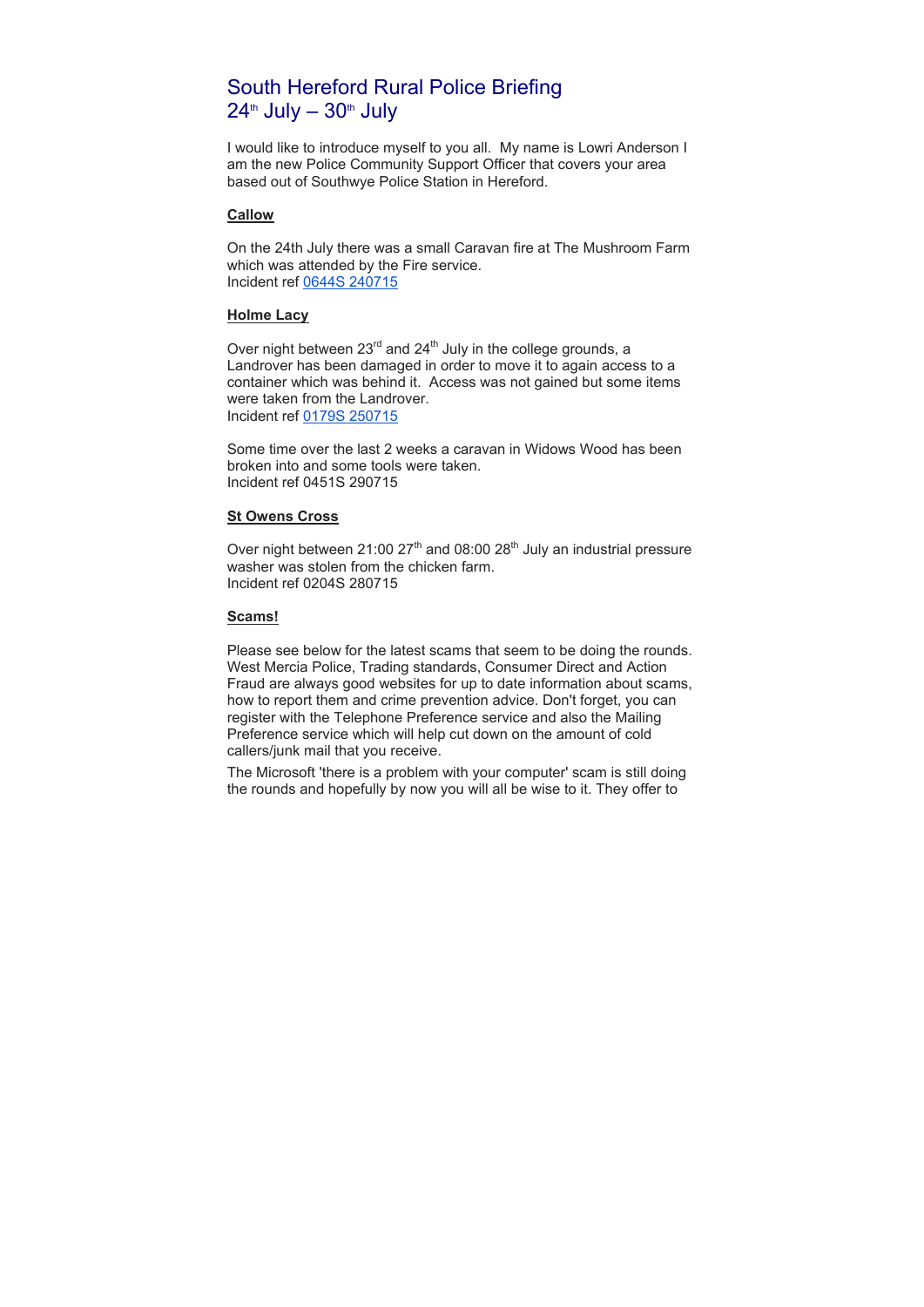# South Hereford Rural Police Briefing
# 24th July – 30th July

I would like to introduce myself to you all. My name is Lowri Anderson I am the new Police Community Support Officer that covers your area based out of Southwye Police Station in Hereford.

**Callow**

On the 24th July there was a small Caravan fire at The Mushroom Farm which was attended by the Fire service.
Incident ref 0644S 240715

**Holme Lacy**

Over night between 23rd and 24th July in the college grounds, a Landrover has been damaged in order to move it to again access to a container which was behind it. Access was not gained but some items were taken from the Landrover.
Incident ref 0179S 250715

Some time over the last 2 weeks a caravan in Widows Wood has been broken into and some tools were taken.
Incident ref 0451S 290715

**St Owens Cross**

Over night between 21:00 27th and 08:00 28th July an industrial pressure washer was stolen from the chicken farm.
Incident ref 0204S 280715

**Scams!**

Please see below for the latest scams that seem to be doing the rounds. West Mercia Police, Trading standards, Consumer Direct and Action Fraud are always good websites for up to date information about scams, how to report them and crime prevention advice. Don't forget, you can register with the Telephone Preference service and also the Mailing Preference service which will help cut down on the amount of cold callers/junk mail that you receive.

The Microsoft 'there is a problem with your computer' scam is still doing the rounds and hopefully by now you will all be wise to it. They offer to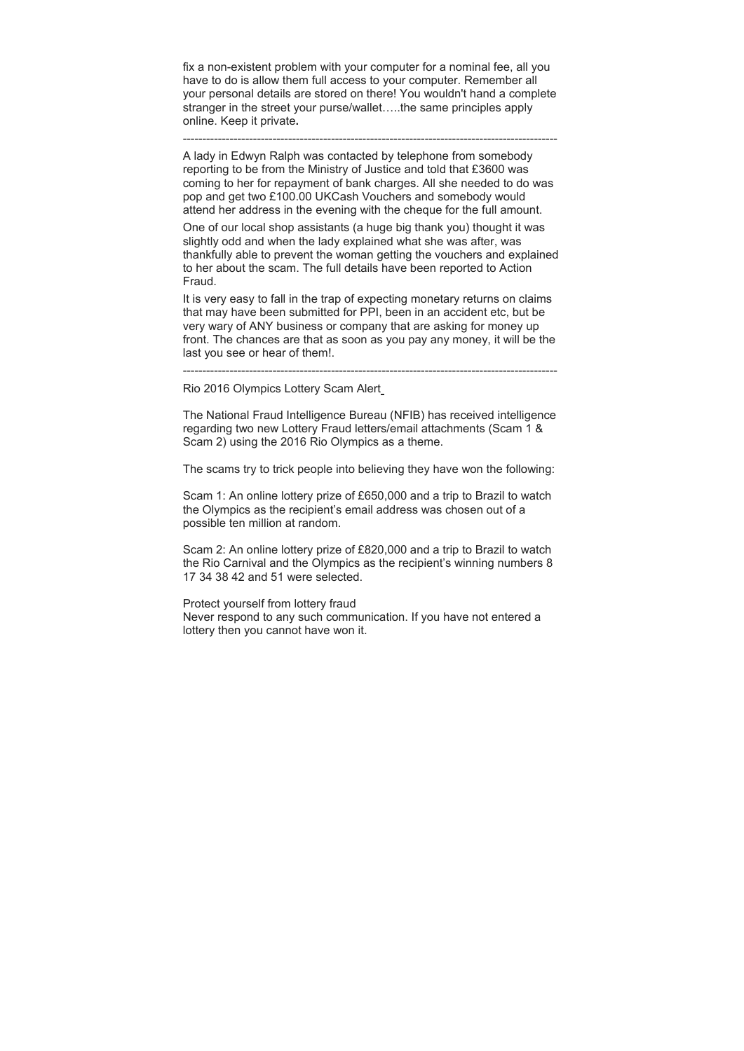fix a non-existent problem with your computer for a nominal fee, all you have to do is allow them full access to your computer. Remember all your personal details are stored on there! You wouldn't hand a complete stranger in the street your purse/wallet…..the same principles apply online. Keep it private**.**

---

A lady in Edwyn Ralph was contacted by telephone from somebody reporting to be from the Ministry of Justice and told that £3600 was coming to her for repayment of bank charges. All she needed to do was pop and get two £100.00 UKCash Vouchers and somebody would attend her address in the evening with the cheque for the full amount.

One of our local shop assistants (a huge big thank you) thought it was slightly odd and when the lady explained what she was after, was thankfully able to prevent the woman getting the vouchers and explained to her about the scam. The full details have been reported to Action Fraud.

It is very easy to fall in the trap of expecting monetary returns on claims that may have been submitted for PPI, been in an accident etc, but be very wary of ANY business or company that are asking for money up front. The chances are that as soon as you pay any money, it will be the last you see or hear of them!.

---

Rio 2016 Olympics Lottery Scam Alert

The National Fraud Intelligence Bureau (NFIB) has received intelligence regarding two new Lottery Fraud letters/email attachments (Scam 1 & Scam 2) using the 2016 Rio Olympics as a theme.

The scams try to trick people into believing they have won the following:

Scam 1: An online lottery prize of £650,000 and a trip to Brazil to watch the Olympics as the recipient's email address was chosen out of a possible ten million at random.

Scam 2: An online lottery prize of £820,000 and a trip to Brazil to watch the Rio Carnival and the Olympics as the recipient's winning numbers 8 17 34 38 42 and 51 were selected.

Protect yourself from lottery fraud
Never respond to any such communication. If you have not entered a lottery then you cannot have won it.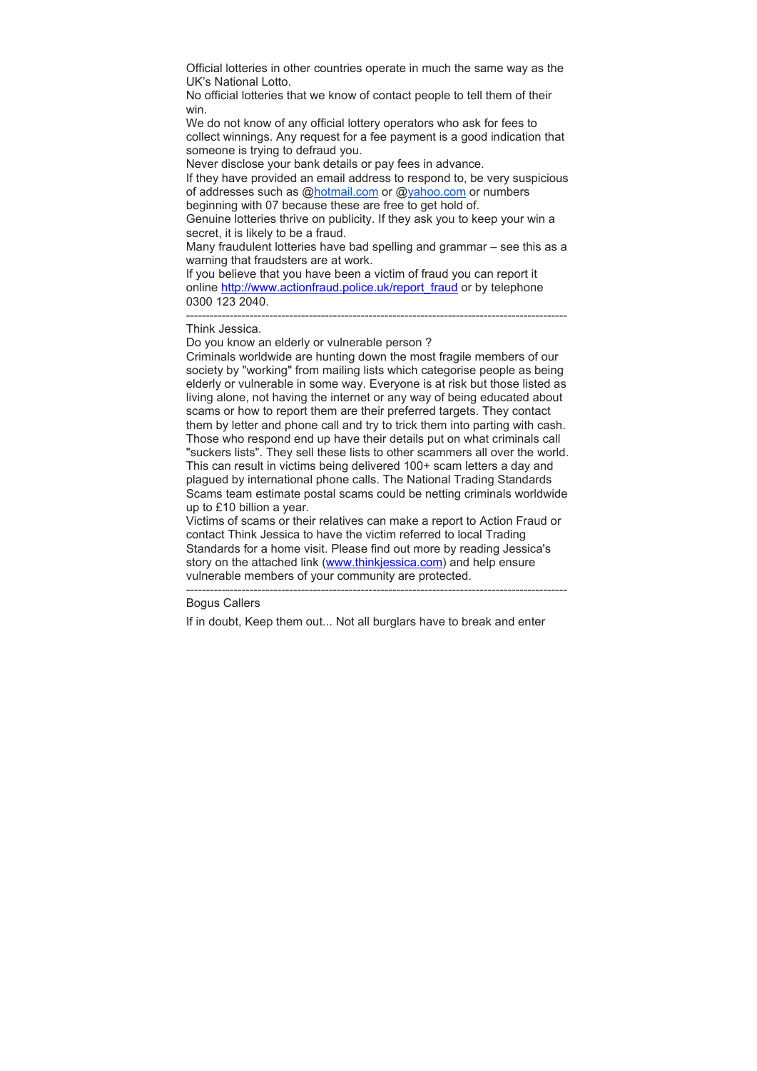Official lotteries in other countries operate in much the same way as the UK's National Lotto.

No official lotteries that we know of contact people to tell them of their win.

We do not know of any official lottery operators who ask for fees to collect winnings. Any request for a fee payment is a good indication that someone is trying to defraud you.

Never disclose your bank details or pay fees in advance.

If they have provided an email address to respond to, be very suspicious of addresses such as @hotmail.com or @yahoo.com or numbers beginning with 07 because these are free to get hold of.

Genuine lotteries thrive on publicity. If they ask you to keep your win a secret, it is likely to be a fraud.

Many fraudulent lotteries have bad spelling and grammar – see this as a warning that fraudsters are at work.

If you believe that you have been a victim of fraud you can report it online http://www.actionfraud.police.uk/report_fraud or by telephone 0300 123 2040.

---

Think Jessica.

Do you know an elderly or vulnerable person ?

Criminals worldwide are hunting down the most fragile members of our society by "working" from mailing lists which categorise people as being elderly or vulnerable in some way. Everyone is at risk but those listed as living alone, not having the internet or any way of being educated about scams or how to report them are their preferred targets. They contact them by letter and phone call and try to trick them into parting with cash. Those who respond end up have their details put on what criminals call "suckers lists". They sell these lists to other scammers all over the world. This can result in victims being delivered 100+ scam letters a day and plagued by international phone calls. The National Trading Standards Scams team estimate postal scams could be netting criminals worldwide up to £10 billion a year.

Victims of scams or their relatives can make a report to Action Fraud or contact Think Jessica to have the victim referred to local Trading Standards for a home visit. Please find out more by reading Jessica's story on the attached link (www.thinkjessica.com) and help ensure vulnerable members of your community are protected.

---

Bogus Callers

If in doubt, Keep them out... Not all burglars have to break and enter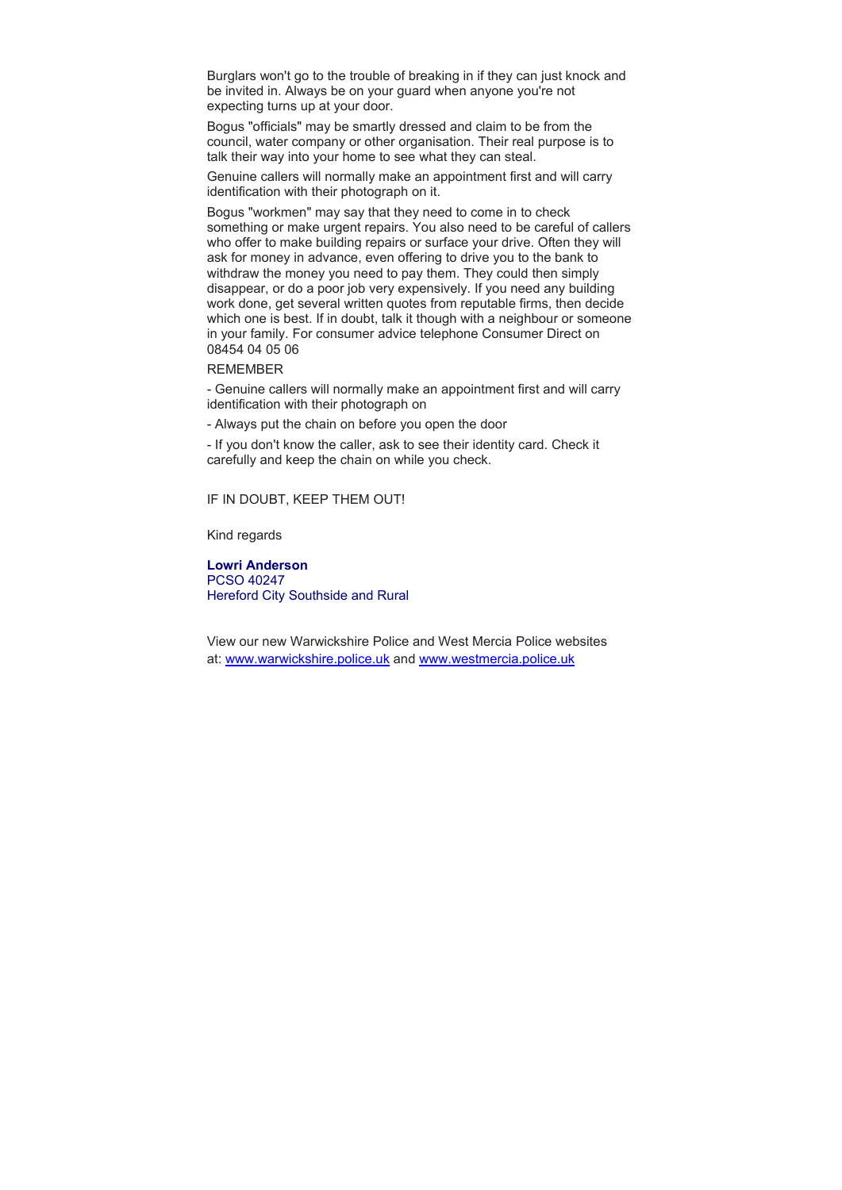Burglars won't go to the trouble of breaking in if they can just knock and be invited in. Always be on your guard when anyone you're not expecting turns up at your door.

Bogus "officials" may be smartly dressed and claim to be from the council, water company or other organisation. Their real purpose is to talk their way into your home to see what they can steal.

Genuine callers will normally make an appointment first and will carry identification with their photograph on it.

Bogus "workmen" may say that they need to come in to check something or make urgent repairs. You also need to be careful of callers who offer to make building repairs or surface your drive. Often they will ask for money in advance, even offering to drive you to the bank to withdraw the money you need to pay them. They could then simply disappear, or do a poor job very expensively. If you need any building work done, get several written quotes from reputable firms, then decide which one is best. If in doubt, talk it though with a neighbour or someone in your family. For consumer advice telephone Consumer Direct on 08454 04 05 06

REMEMBER

- Genuine callers will normally make an appointment first and will carry identification with their photograph on

- Always put the chain on before you open the door

- If you don't know the caller, ask to see their identity card. Check it carefully and keep the chain on while you check.

IF IN DOUBT, KEEP THEM OUT!

Kind regards

**Lowri Anderson**
PCSO 40247
Hereford City Southside and Rural

View our new Warwickshire Police and West Mercia Police websites at: [www.warwickshire.police.uk](http://www.warwickshire.police.uk) and [www.westmercia.police.uk](http://www.westmercia.police.uk)